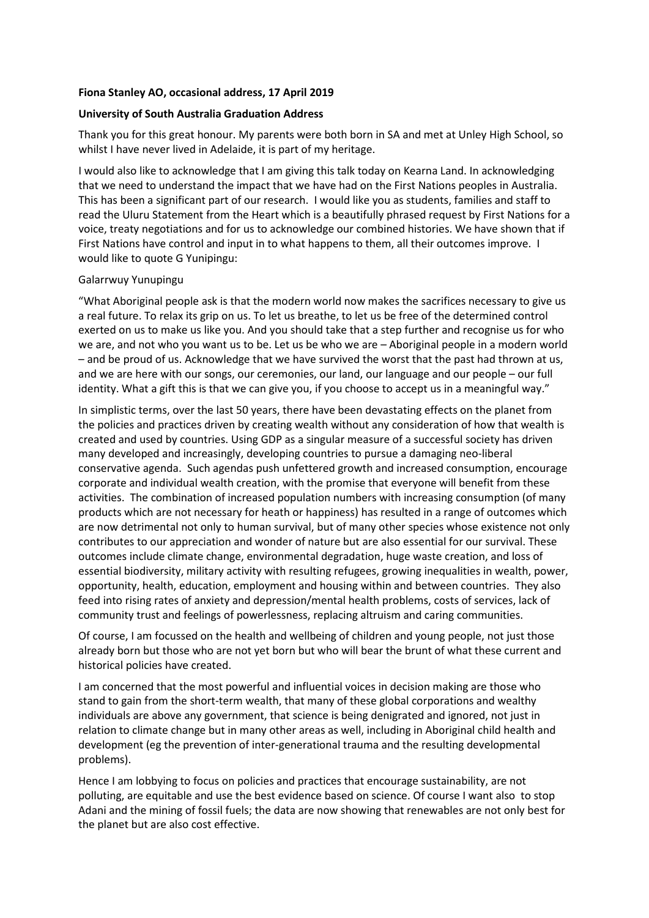**Fiona Stanley AO, occasional address, 17 April 2019**

**University of South Australia Graduation Address**

Thank you for this great honour. My parents were both born in SA and met at Unley High School, so whilst I have never lived in Adelaide, it is part of my heritage.

I would also like to acknowledge that I am giving this talk today on Kearna Land. In acknowledging that we need to understand the impact that we have had on the First Nations peoples in Australia. This has been a significant part of our research. I would like you as students, families and staff to read the Uluru Statement from the Heart which is a beautifully phrased request by First Nations for a voice, treaty negotiations and for us to acknowledge our combined histories. We have shown that if First Nations have control and input in to what happens to them, all their outcomes improve. I would like to quote G Yunipingu:

Galarrwuy Yunupingu

"What Aboriginal people ask is that the modern world now makes the sacrifices necessary to give us a real future. To relax its grip on us. To let us breathe, to let us be free of the determined control exerted on us to make us like you. And you should take that a step further and recognise us for who we are, and not who you want us to be. Let us be who we are – Aboriginal people in a modern world – and be proud of us. Acknowledge that we have survived the worst that the past had thrown at us, and we are here with our songs, our ceremonies, our land, our language and our people – our full identity. What a gift this is that we can give you, if you choose to accept us in a meaningful way."

In simplistic terms, over the last 50 years, there have been devastating effects on the planet from the policies and practices driven by creating wealth without any consideration of how that wealth is created and used by countries. Using GDP as a singular measure of a successful society has driven many developed and increasingly, developing countries to pursue a damaging neo-liberal conservative agenda. Such agendas push unfettered growth and increased consumption, encourage corporate and individual wealth creation, with the promise that everyone will benefit from these activities. The combination of increased population numbers with increasing consumption (of many products which are not necessary for heath or happiness) has resulted in a range of outcomes which are now detrimental not only to human survival, but of many other species whose existence not only contributes to our appreciation and wonder of nature but are also essential for our survival. These outcomes include climate change, environmental degradation, huge waste creation, and loss of essential biodiversity, military activity with resulting refugees, growing inequalities in wealth, power, opportunity, health, education, employment and housing within and between countries. They also feed into rising rates of anxiety and depression/mental health problems, costs of services, lack of community trust and feelings of powerlessness, replacing altruism and caring communities.

Of course, I am focussed on the health and wellbeing of children and young people, not just those already born but those who are not yet born but who will bear the brunt of what these current and historical policies have created.

I am concerned that the most powerful and influential voices in decision making are those who stand to gain from the short-term wealth, that many of these global corporations and wealthy individuals are above any government, that science is being denigrated and ignored, not just in relation to climate change but in many other areas as well, including in Aboriginal child health and development (eg the prevention of inter-generational trauma and the resulting developmental problems).

Hence I am lobbying to focus on policies and practices that encourage sustainability, are not polluting, are equitable and use the best evidence based on science. Of course I want also to stop Adani and the mining of fossil fuels; the data are now showing that renewables are not only best for the planet but are also cost effective.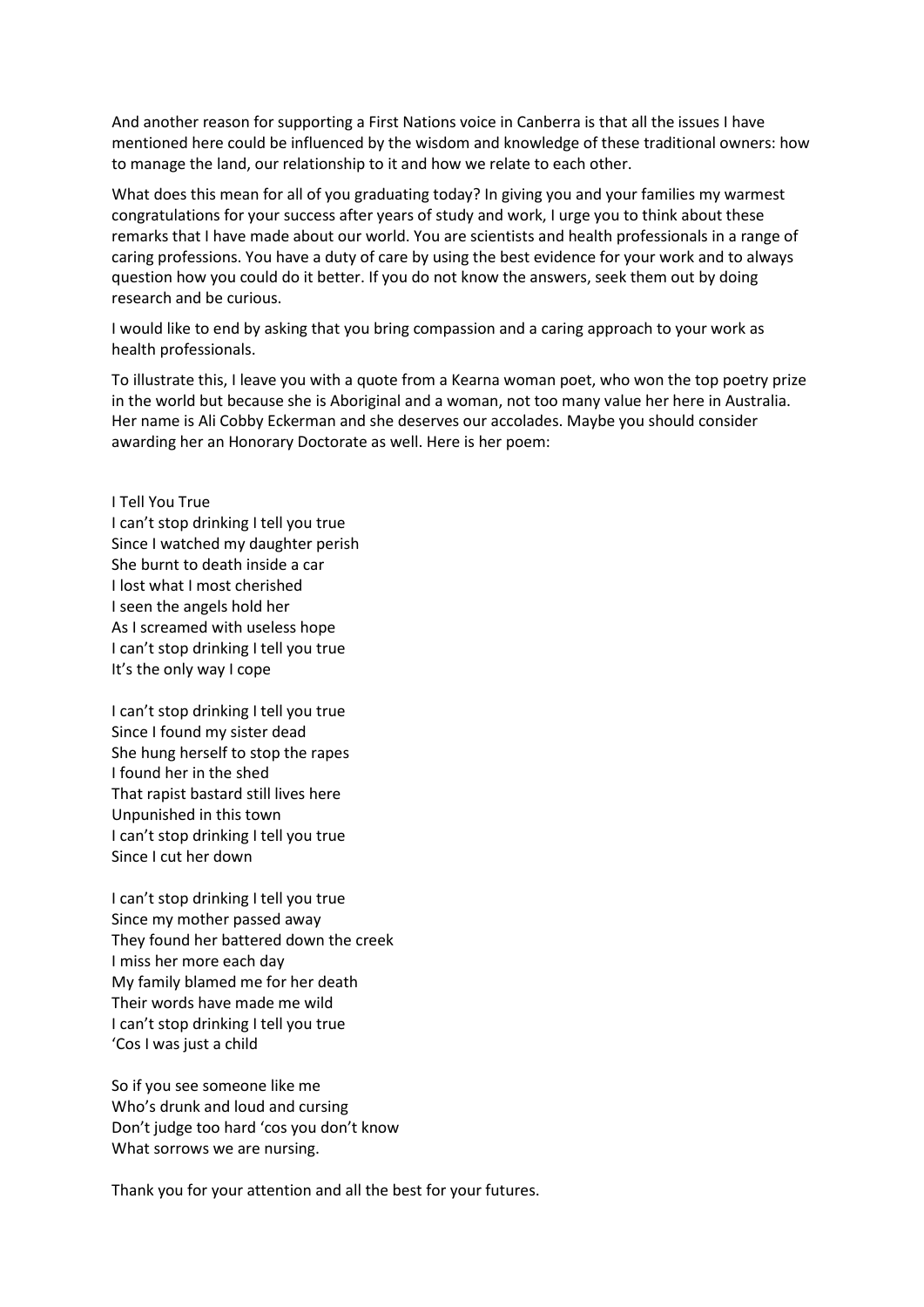And another reason for supporting a First Nations voice in Canberra is that all the issues I have mentioned here could be influenced by the wisdom and knowledge of these traditional owners: how to manage the land, our relationship to it and how we relate to each other.

What does this mean for all of you graduating today? In giving you and your families my warmest congratulations for your success after years of study and work, I urge you to think about these remarks that I have made about our world. You are scientists and health professionals in a range of caring professions. You have a duty of care by using the best evidence for your work and to always question how you could do it better. If you do not know the answers, seek them out by doing research and be curious.

I would like to end by asking that you bring compassion and a caring approach to your work as health professionals.

To illustrate this, I leave you with a quote from a Kearna woman poet, who won the top poetry prize in the world but because she is Aboriginal and a woman, not too many value her here in Australia. Her name is Ali Cobby Eckerman and she deserves our accolades. Maybe you should consider awarding her an Honorary Doctorate as well. Here is her poem:

I Tell You True
I can't stop drinking I tell you true
Since I watched my daughter perish
She burnt to death inside a car
I lost what I most cherished
I seen the angels hold her
As I screamed with useless hope
I can't stop drinking I tell you true
It's the only way I cope

I can't stop drinking I tell you true
Since I found my sister dead
She hung herself to stop the rapes
I found her in the shed
That rapist bastard still lives here
Unpunished in this town
I can't stop drinking I tell you true
Since I cut her down

I can't stop drinking I tell you true
Since my mother passed away
They found her battered down the creek
I miss her more each day
My family blamed me for her death
Their words have made me wild
I can't stop drinking I tell you true
'Cos I was just a child

So if you see someone like me
Who's drunk and loud and cursing
Don't judge too hard 'cos you don't know
What sorrows we are nursing.

Thank you for your attention and all the best for your futures.